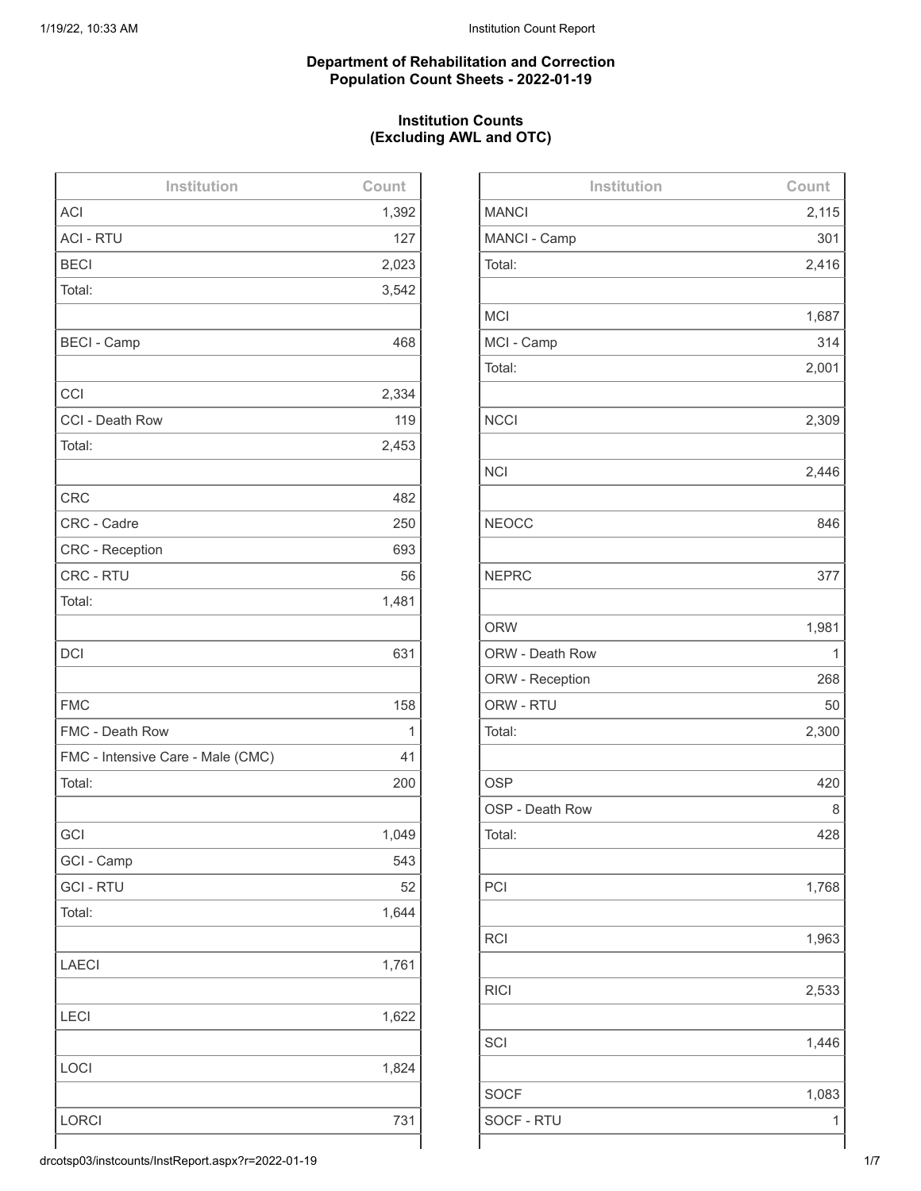**Department of Rehabilitation and Correction**
**Population Count Sheets - 2022-01-19**

**Institution Counts**
**(Excluding AWL and OTC)**

| Institution | Count |
|---|---|
| ACI | 1,392 |
| ACI - RTU | 127 |
| BECI | 2,023 |
| Total: | 3,542 |
| | |
| BECI - Camp | 468 |
| | |
| CCI | 2,334 |
| CCI - Death Row | 119 |
| Total: | 2,453 |
| | |
| CRC | 482 |
| CRC - Cadre | 250 |
| CRC - Reception | 693 |
| CRC - RTU | 56 |
| Total: | 1,481 |
| | |
| DCI | 631 |
| | |
| FMC | 158 |
| FMC - Death Row | 1 |
| FMC - Intensive Care - Male (CMC) | 41 |
| Total: | 200 |
| | |
| GCI | 1,049 |
| GCI - Camp | 543 |
| GCI - RTU | 52 |
| Total: | 1,644 |
| | |
| LAECI | 1,761 |
| | |
| LECI | 1,622 |
| | |
| LOCI | 1,824 |
| | |
| LORCI | 731 |

| Institution | Count |
|---|---|
| MANCI | 2,115 |
| MANCI - Camp | 301 |
| Total: | 2,416 |
| | |
| MCI | 1,687 |
| MCI - Camp | 314 |
| Total: | 2,001 |
| | |
| NCCI | 2,309 |
| | |
| NCI | 2,446 |
| | |
| NEOCC | 846 |
| | |
| NEPRC | 377 |
| | |
| ORW | 1,981 |
| ORW - Death Row | 1 |
| ORW - Reception | 268 |
| ORW - RTU | 50 |
| Total: | 2,300 |
| | |
| OSP | 420 |
| OSP - Death Row | 8 |
| Total: | 428 |
| | |
| PCI | 1,768 |
| | |
| RCI | 1,963 |
| | |
| RICI | 2,533 |
| | |
| SCI | 1,446 |
| | |
| SOCF | 1,083 |
| SOCF - RTU | 1 |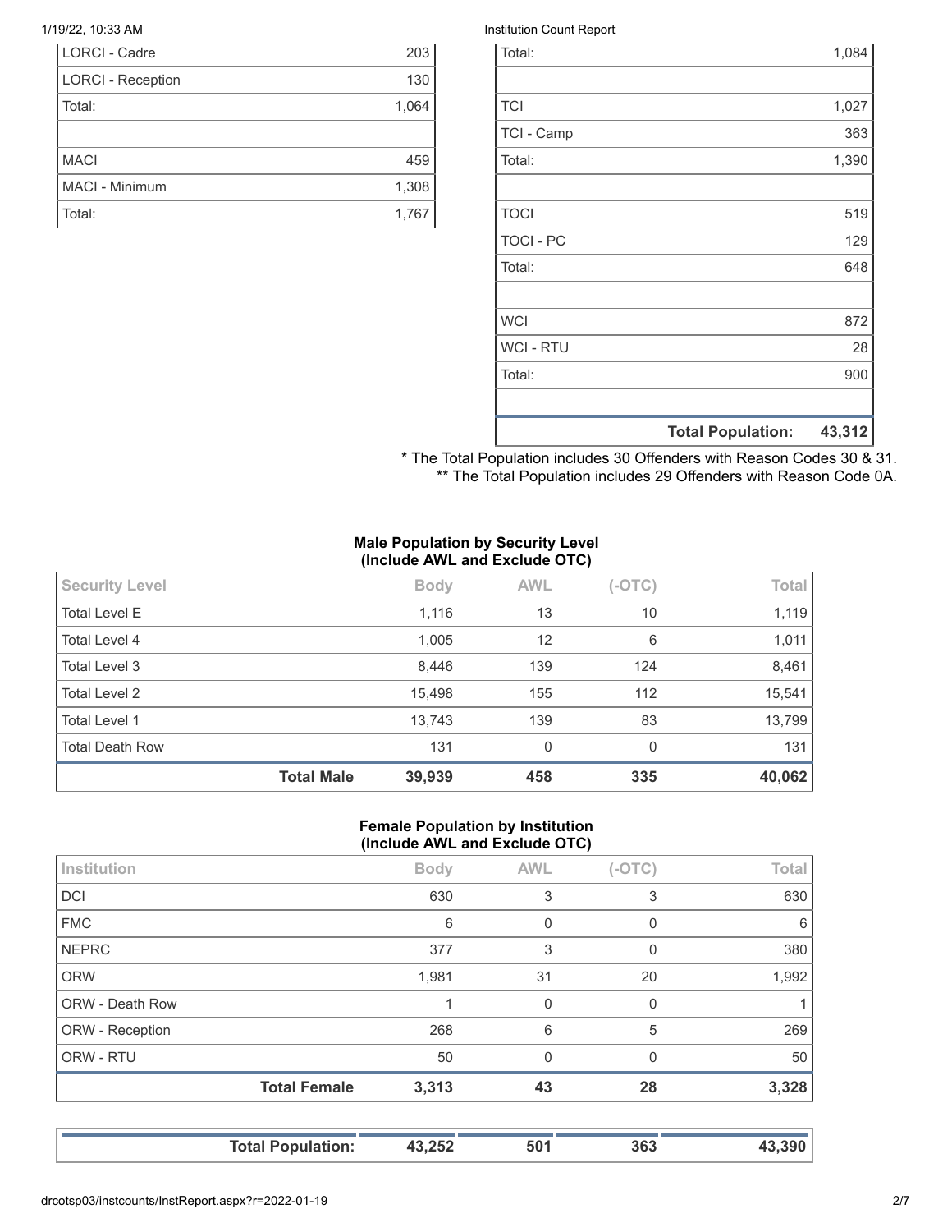| | |
|---|---|
| LORCI - Cadre | 203 |
| LORCI - Reception | 130 |
| Total: | 1,064 |
| | |
| MACI | 459 |
| MACI - Minimum | 1,308 |
| Total: | 1,767 |

| | |
|---|---|
| Total: | 1,084 |
| | |
| TCI | 1,027 |
| TCI - Camp | 363 |
| Total: | 1,390 |
| | |
| TOCI | 519 |
| TOCI - PC | 129 |
| Total: | 648 |
| | |
| WCI | 872 |
| WCI - RTU | 28 |
| Total: | 900 |
| | |
| **Total Population:** | **43,312** |

* The Total Population includes 30 Offenders with Reason Codes 30 & 31.
** The Total Population includes 29 Offenders with Reason Code 0A.

**Male Population by Security Level (Include AWL and Exclude OTC)**

| Security Level | Body | AWL | (-OTC) | Total |
|---|---|---|---|---|
| Total Level E | 1,116 | 13 | 10 | 1,119 |
| Total Level 4 | 1,005 | 12 | 6 | 1,011 |
| Total Level 3 | 8,446 | 139 | 124 | 8,461 |
| Total Level 2 | 15,498 | 155 | 112 | 15,541 |
| Total Level 1 | 13,743 | 139 | 83 | 13,799 |
| Total Death Row | 131 | 0 | 0 | 131 |
| **Total Male** | **39,939** | **458** | **335** | **40,062** |

**Female Population by Institution (Include AWL and Exclude OTC)**

| Institution | Body | AWL | (-OTC) | Total |
|---|---|---|---|---|
| DCI | 630 | 3 | 3 | 630 |
| FMC | 6 | 0 | 0 | 6 |
| NEPRC | 377 | 3 | 0 | 380 |
| ORW | 1,981 | 31 | 20 | 1,992 |
| ORW - Death Row | 1 | 0 | 0 | 1 |
| ORW - Reception | 268 | 6 | 5 | 269 |
| ORW - RTU | 50 | 0 | 0 | 50 |
| **Total Female** | **3,313** | **43** | **28** | **3,328** |

| | | | | |
|---|---|---|---|---|
| **Total Population:** | **43,252** | **501** | **363** | **43,390** |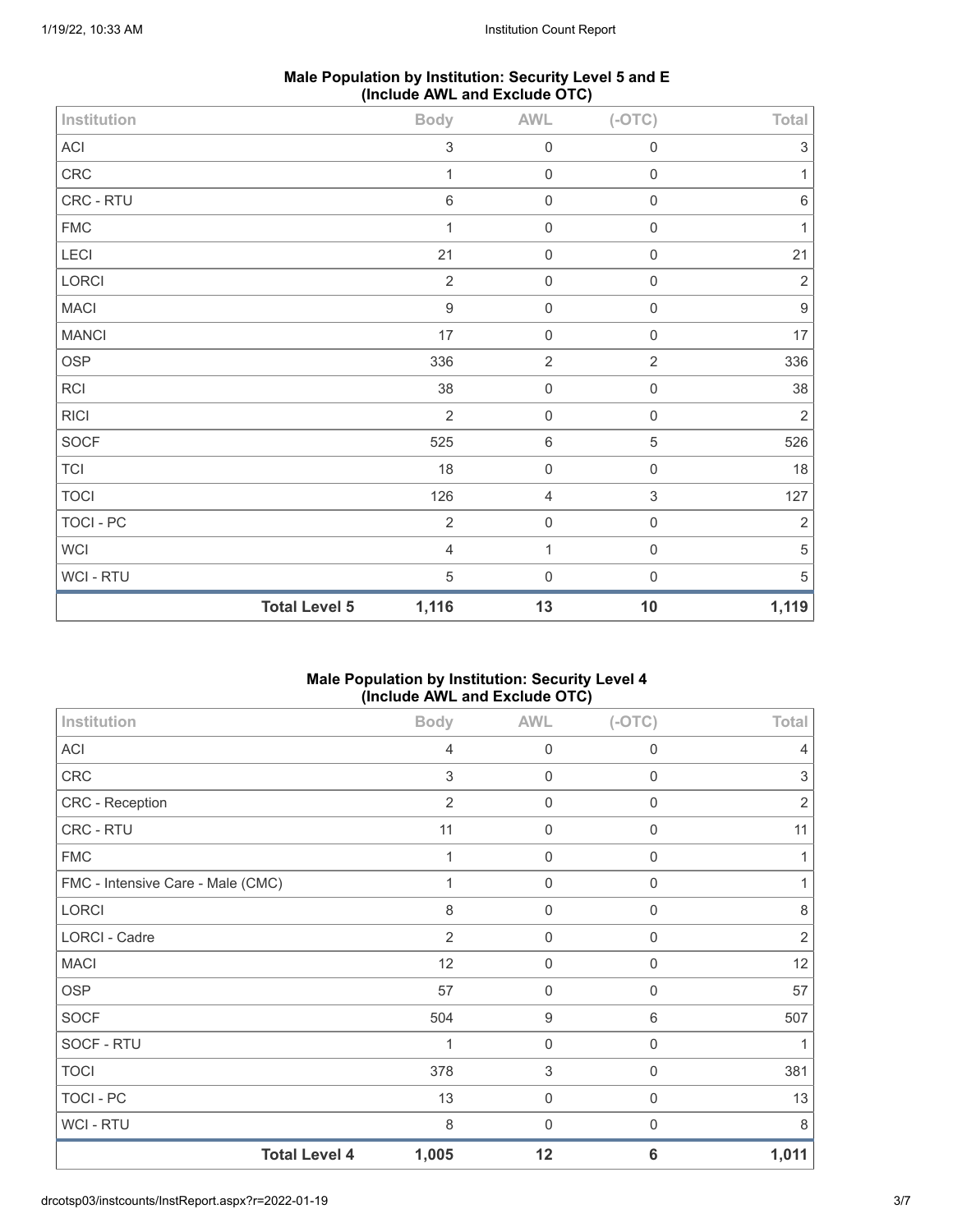## Male Population by Institution: Security Level 5 and E (Include AWL and Exclude OTC)

| Institution | Body | AWL | (-OTC) | Total |
|---|---|---|---|---|
| ACI | 3 | 0 | 0 | 3 |
| CRC | 1 | 0 | 0 | 1 |
| CRC - RTU | 6 | 0 | 0 | 6 |
| FMC | 1 | 0 | 0 | 1 |
| LECI | 21 | 0 | 0 | 21 |
| LORCI | 2 | 0 | 0 | 2 |
| MACI | 9 | 0 | 0 | 9 |
| MANCI | 17 | 0 | 0 | 17 |
| OSP | 336 | 2 | 2 | 336 |
| RCI | 38 | 0 | 0 | 38 |
| RICI | 2 | 0 | 0 | 2 |
| SOCF | 525 | 6 | 5 | 526 |
| TCI | 18 | 0 | 0 | 18 |
| TOCI | 126 | 4 | 3 | 127 |
| TOCI - PC | 2 | 0 | 0 | 2 |
| WCI | 4 | 1 | 0 | 5 |
| WCI - RTU | 5 | 0 | 0 | 5 |
| **Total Level 5** | **1,116** | **13** | **10** | **1,119** |

## Male Population by Institution: Security Level 4 (Include AWL and Exclude OTC)

| Institution | Body | AWL | (-OTC) | Total |
|---|---|---|---|---|
| ACI | 4 | 0 | 0 | 4 |
| CRC | 3 | 0 | 0 | 3 |
| CRC - Reception | 2 | 0 | 0 | 2 |
| CRC - RTU | 11 | 0 | 0 | 11 |
| FMC | 1 | 0 | 0 | 1 |
| FMC - Intensive Care - Male (CMC) | 1 | 0 | 0 | 1 |
| LORCI | 8 | 0 | 0 | 8 |
| LORCI - Cadre | 2 | 0 | 0 | 2 |
| MACI | 12 | 0 | 0 | 12 |
| OSP | 57 | 0 | 0 | 57 |
| SOCF | 504 | 9 | 6 | 507 |
| SOCF - RTU | 1 | 0 | 0 | 1 |
| TOCI | 378 | 3 | 0 | 381 |
| TOCI - PC | 13 | 0 | 0 | 13 |
| WCI - RTU | 8 | 0 | 0 | 8 |
| **Total Level 4** | **1,005** | **12** | **6** | **1,011** |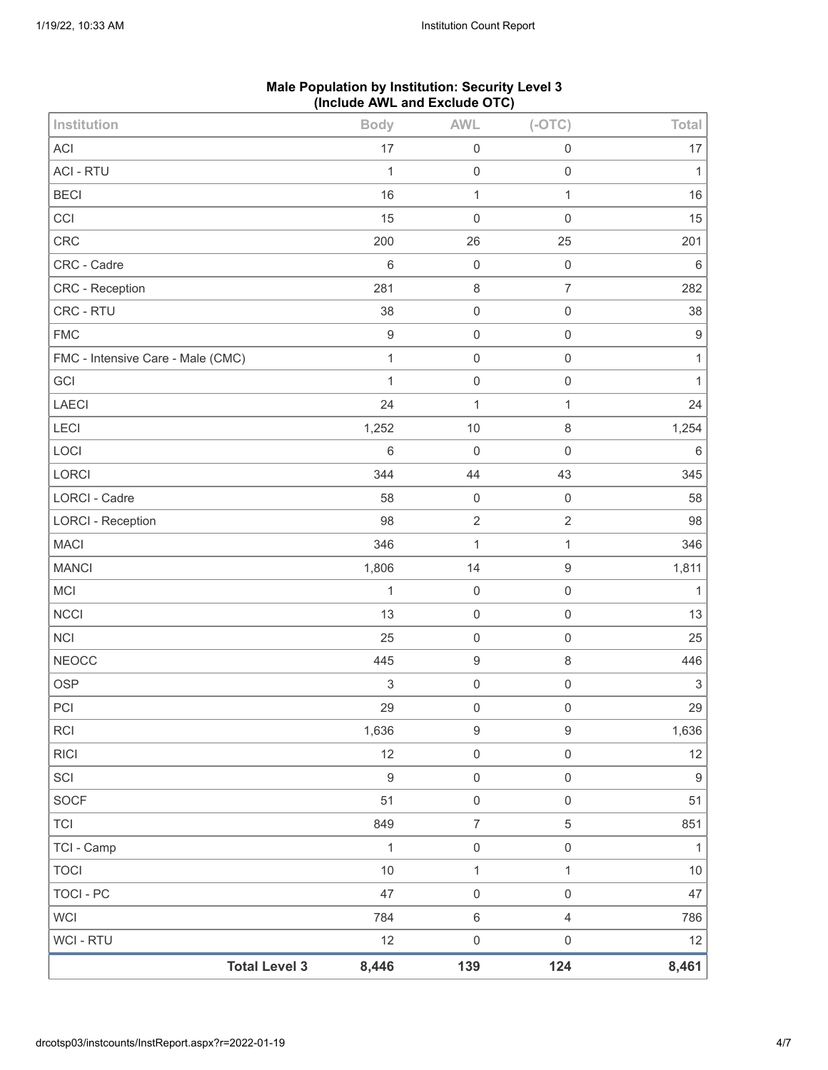**Male Population by Institution: Security Level 3**
**(Include AWL and Exclude OTC)**

| Institution | Body | AWL | (-OTC) | Total |
|---|---|---|---|---|
| ACI | 17 | 0 | 0 | 17 |
| ACI - RTU | 1 | 0 | 0 | 1 |
| BECI | 16 | 1 | 1 | 16 |
| CCI | 15 | 0 | 0 | 15 |
| CRC | 200 | 26 | 25 | 201 |
| CRC - Cadre | 6 | 0 | 0 | 6 |
| CRC - Reception | 281 | 8 | 7 | 282 |
| CRC - RTU | 38 | 0 | 0 | 38 |
| FMC | 9 | 0 | 0 | 9 |
| FMC - Intensive Care - Male (CMC) | 1 | 0 | 0 | 1 |
| GCI | 1 | 0 | 0 | 1 |
| LAECI | 24 | 1 | 1 | 24 |
| LECI | 1,252 | 10 | 8 | 1,254 |
| LOCI | 6 | 0 | 0 | 6 |
| LORCI | 344 | 44 | 43 | 345 |
| LORCI - Cadre | 58 | 0 | 0 | 58 |
| LORCI - Reception | 98 | 2 | 2 | 98 |
| MACI | 346 | 1 | 1 | 346 |
| MANCI | 1,806 | 14 | 9 | 1,811 |
| MCI | 1 | 0 | 0 | 1 |
| NCCI | 13 | 0 | 0 | 13 |
| NCI | 25 | 0 | 0 | 25 |
| NEOCC | 445 | 9 | 8 | 446 |
| OSP | 3 | 0 | 0 | 3 |
| PCI | 29 | 0 | 0 | 29 |
| RCI | 1,636 | 9 | 9 | 1,636 |
| RICI | 12 | 0 | 0 | 12 |
| SCI | 9 | 0 | 0 | 9 |
| SOCF | 51 | 0 | 0 | 51 |
| TCI | 849 | 7 | 5 | 851 |
| TCI - Camp | 1 | 0 | 0 | 1 |
| TOCI | 10 | 1 | 1 | 10 |
| TOCI - PC | 47 | 0 | 0 | 47 |
| WCI | 784 | 6 | 4 | 786 |
| WCI - RTU | 12 | 0 | 0 | 12 |
| **Total Level 3** | **8,446** | **139** | **124** | **8,461** |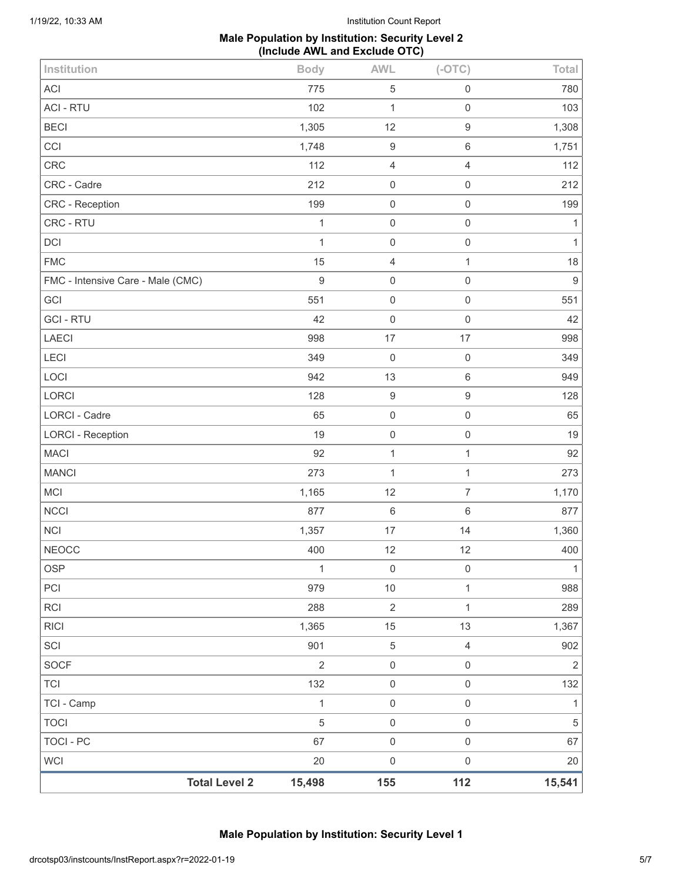## Male Population by Institution: Security Level 2 (Include AWL and Exclude OTC)

| Institution | Body | AWL | (-OTC) | Total |
|---|---|---|---|---|
| ACI | 775 | 5 | 0 | 780 |
| ACI - RTU | 102 | 1 | 0 | 103 |
| BECI | 1,305 | 12 | 9 | 1,308 |
| CCI | 1,748 | 9 | 6 | 1,751 |
| CRC | 112 | 4 | 4 | 112 |
| CRC - Cadre | 212 | 0 | 0 | 212 |
| CRC - Reception | 199 | 0 | 0 | 199 |
| CRC - RTU | 1 | 0 | 0 | 1 |
| DCI | 1 | 0 | 0 | 1 |
| FMC | 15 | 4 | 1 | 18 |
| FMC - Intensive Care - Male (CMC) | 9 | 0 | 0 | 9 |
| GCI | 551 | 0 | 0 | 551 |
| GCI - RTU | 42 | 0 | 0 | 42 |
| LAECI | 998 | 17 | 17 | 998 |
| LECI | 349 | 0 | 0 | 349 |
| LOCI | 942 | 13 | 6 | 949 |
| LORCI | 128 | 9 | 9 | 128 |
| LORCI - Cadre | 65 | 0 | 0 | 65 |
| LORCI - Reception | 19 | 0 | 0 | 19 |
| MACI | 92 | 1 | 1 | 92 |
| MANCI | 273 | 1 | 1 | 273 |
| MCI | 1,165 | 12 | 7 | 1,170 |
| NCCI | 877 | 6 | 6 | 877 |
| NCI | 1,357 | 17 | 14 | 1,360 |
| NEOCC | 400 | 12 | 12 | 400 |
| OSP | 1 | 0 | 0 | 1 |
| PCI | 979 | 10 | 1 | 988 |
| RCI | 288 | 2 | 1 | 289 |
| RICI | 1,365 | 15 | 13 | 1,367 |
| SCI | 901 | 5 | 4 | 902 |
| SOCF | 2 | 0 | 0 | 2 |
| TCI | 132 | 0 | 0 | 132 |
| TCI - Camp | 1 | 0 | 0 | 1 |
| TOCI | 5 | 0 | 0 | 5 |
| TOCI - PC | 67 | 0 | 0 | 67 |
| WCI | 20 | 0 | 0 | 20 |
| **Total Level 2** | **15,498** | **155** | **112** | **15,541** |

## Male Population by Institution: Security Level 1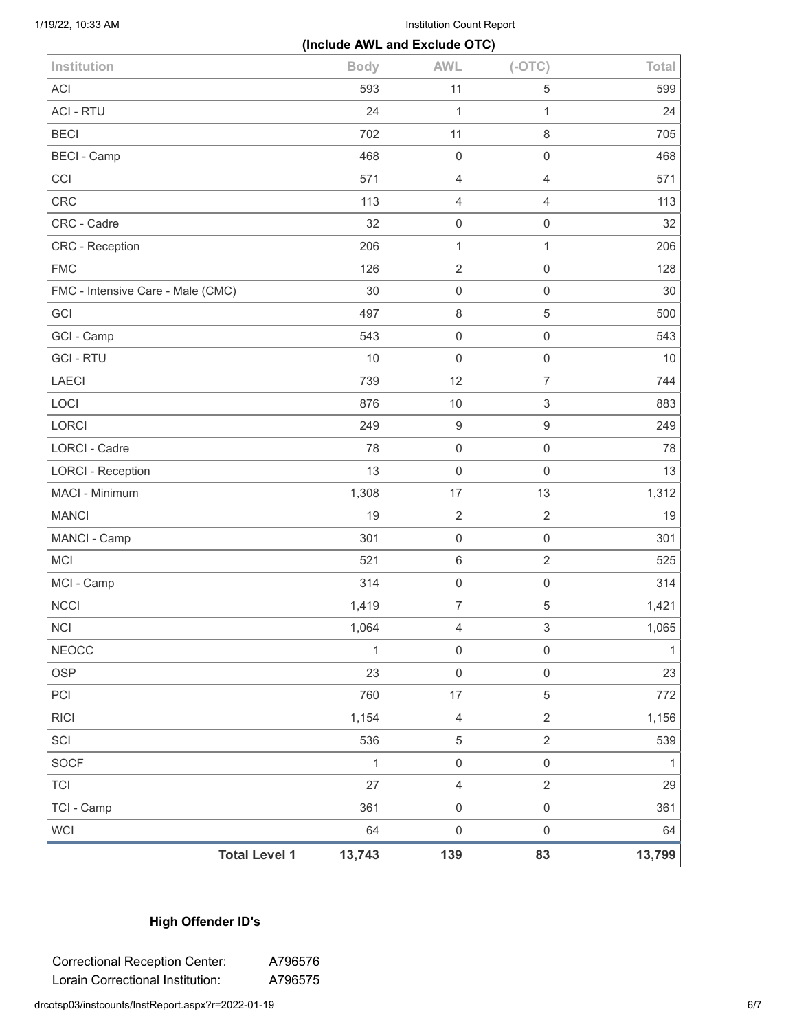**(Include AWL and Exclude OTC)**

| Institution | Body | AWL | (-OTC) | Total |
|---|---|---|---|---|
| ACI | 593 | 11 | 5 | 599 |
| ACI - RTU | 24 | 1 | 1 | 24 |
| BECI | 702 | 11 | 8 | 705 |
| BECI - Camp | 468 | 0 | 0 | 468 |
| CCI | 571 | 4 | 4 | 571 |
| CRC | 113 | 4 | 4 | 113 |
| CRC - Cadre | 32 | 0 | 0 | 32 |
| CRC - Reception | 206 | 1 | 1 | 206 |
| FMC | 126 | 2 | 0 | 128 |
| FMC - Intensive Care - Male (CMC) | 30 | 0 | 0 | 30 |
| GCI | 497 | 8 | 5 | 500 |
| GCI - Camp | 543 | 0 | 0 | 543 |
| GCI - RTU | 10 | 0 | 0 | 10 |
| LAECI | 739 | 12 | 7 | 744 |
| LOCI | 876 | 10 | 3 | 883 |
| LORCI | 249 | 9 | 9 | 249 |
| LORCI - Cadre | 78 | 0 | 0 | 78 |
| LORCI - Reception | 13 | 0 | 0 | 13 |
| MACI - Minimum | 1,308 | 17 | 13 | 1,312 |
| MANCI | 19 | 2 | 2 | 19 |
| MANCI - Camp | 301 | 0 | 0 | 301 |
| MCI | 521 | 6 | 2 | 525 |
| MCI - Camp | 314 | 0 | 0 | 314 |
| NCCI | 1,419 | 7 | 5 | 1,421 |
| NCI | 1,064 | 4 | 3 | 1,065 |
| NEOCC | 1 | 0 | 0 | 1 |
| OSP | 23 | 0 | 0 | 23 |
| PCI | 760 | 17 | 5 | 772 |
| RICI | 1,154 | 4 | 2 | 1,156 |
| SCI | 536 | 5 | 2 | 539 |
| SOCF | 1 | 0 | 0 | 1 |
| TCI | 27 | 4 | 2 | 29 |
| TCI - Camp | 361 | 0 | 0 | 361 |
| WCI | 64 | 0 | 0 | 64 |
| **Total Level 1** | **13,743** | **139** | **83** | **13,799** |

**High Offender ID's**

| | |
|---|---|
| Correctional Reception Center: | A796576 |
| Lorain Correctional Institution: | A796575 |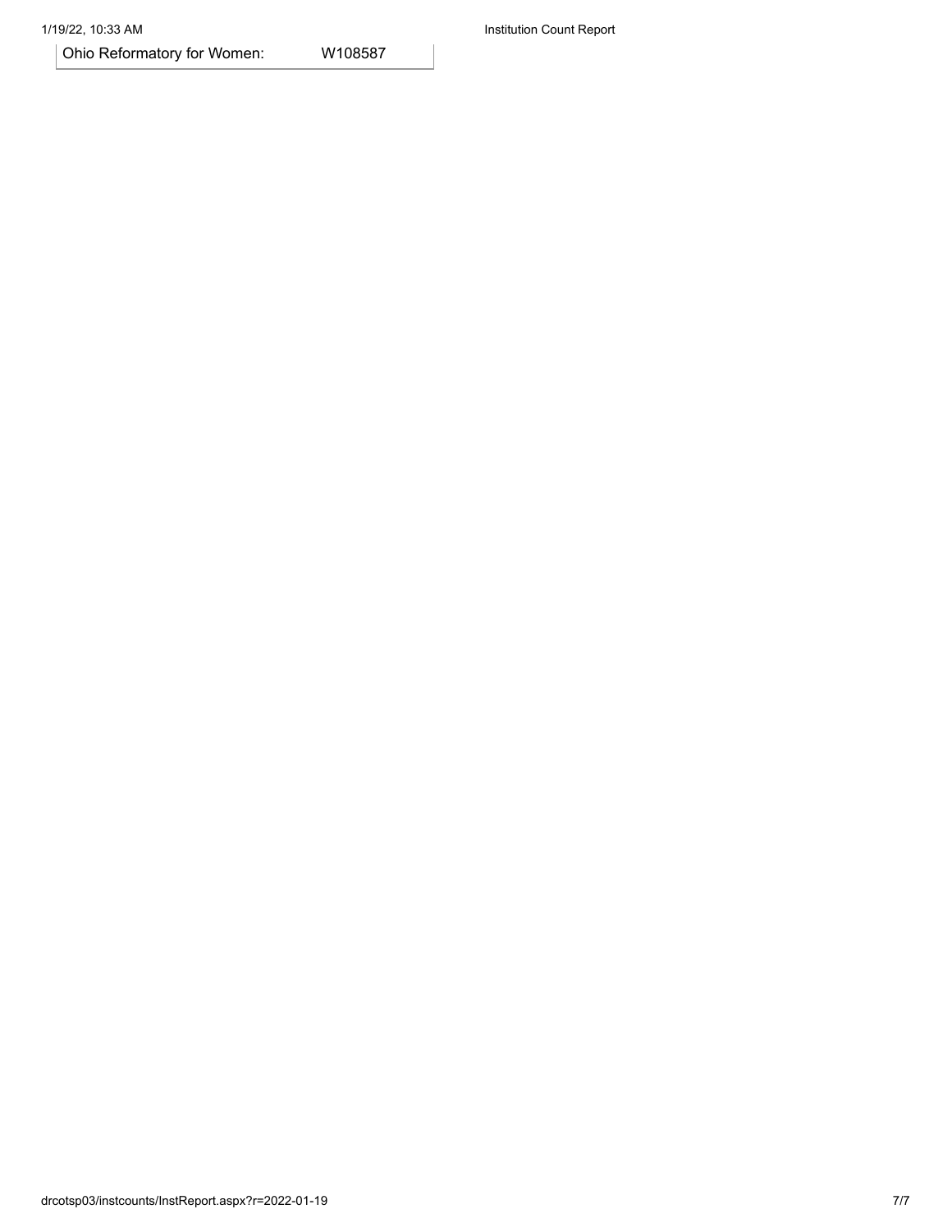| | |
|---|---|
| Ohio Reformatory for Women: | W108587 |